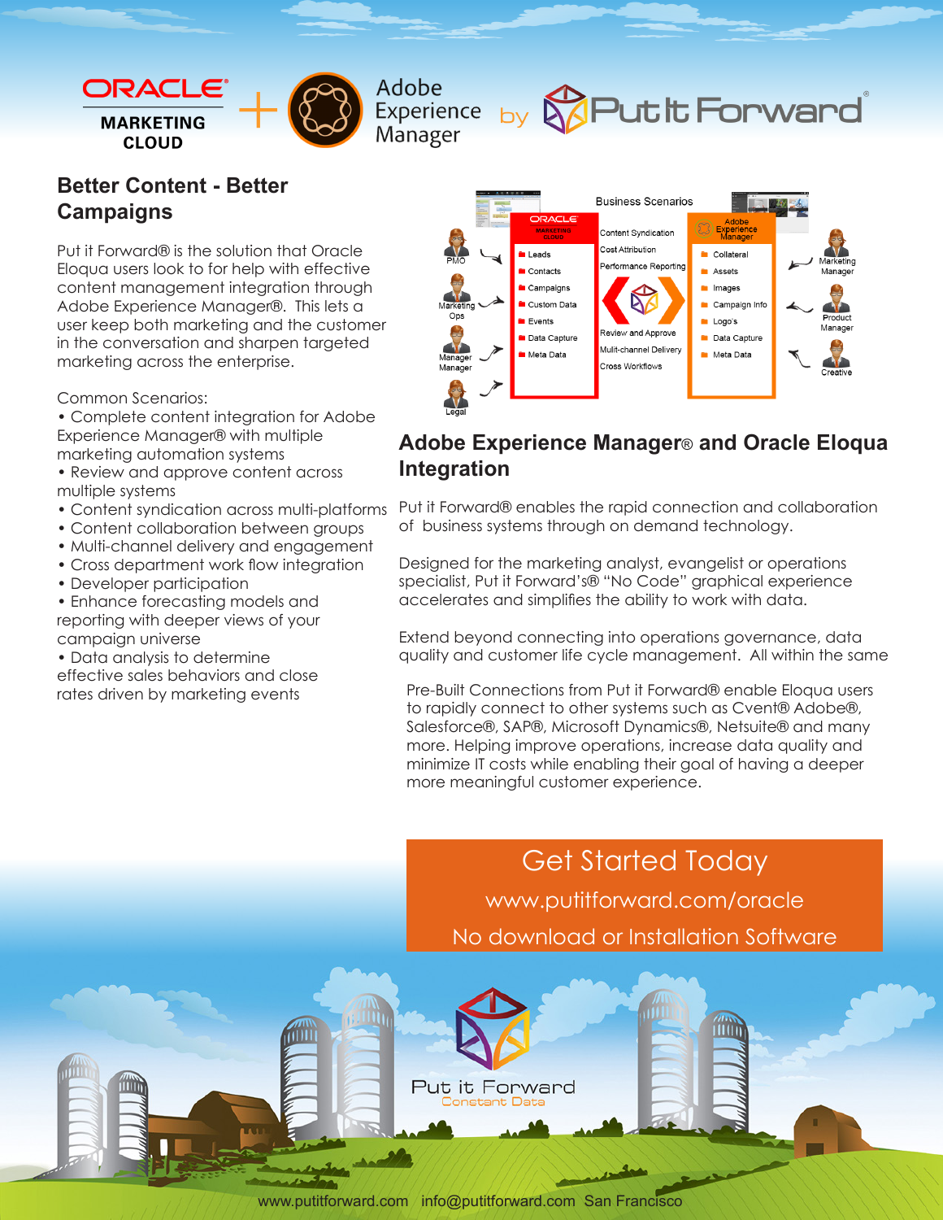ORACLE MARKETING CLOUD + Adobe Experience Manager by Put It Forward

## Better Content - Better Campaigns

Put it Forward® is the solution that Oracle Eloqua users look to for help with effective content management integration through Adobe Experience Manager®. This lets a user keep both marketing and the customer in the conversation and sharpen targeted marketing across the enterprise.

Common Scenarios:

- Complete content integration for Adobe Experience Manager® with multiple marketing automation systems
- Review and approve content across multiple systems
- Content syndication across multi-platforms
- Content collaboration between groups
- Multi-channel delivery and engagement
- Cross department work flow integration
- Developer participation
- Enhance forecasting models and reporting with deeper views of your campaign universe
- Data analysis to determine effective sales behaviors and close rates driven by marketing events

Business Scenarios

| Oracle Marketing Cloud | | Adobe Experience Manager |
|---|---|---|
| Leads | Content Syndication | Collateral |
| Contacts | Cost Attribution | Assets |
| Campaigns | Performance Reporting | Images |
| Custom Data | Review and Approve | Campaign Info |
| Events | Mulit-channel Delivery | Logo's |
| Data Capture | Cross Workflows | Data Capture |
| Meta Data | | Meta Data |

PMO, Marketing Ops, Manager Manager, Legal — Marketing Manager, Product Manager, Creative

## Adobe Experience Manager® and Oracle Eloqua Integration

Put it Forward® enables the rapid connection and collaboration of business systems through on demand technology.

Designed for the marketing analyst, evangelist or operations specialist, Put it Forward's® "No Code" graphical experience accelerates and simplifies the ability to work with data.

Extend beyond connecting into operations governance, data quality and customer life cycle management. All within the same

Pre-Built Connections from Put it Forward® enable Eloqua users to rapidly connect to other systems such as Cvent® Adobe®, Salesforce®, SAP®, Microsoft Dynamics®, Netsuite® and many more. Helping improve operations, increase data quality and minimize IT costs while enabling their goal of having a deeper more meaningful customer experience.

**Get Started Today**

www.putitforward.com/oracle

No download or Installation Software

Put it Forward
Constant Data

www.putitforward.com info@putitforward.com San Francisco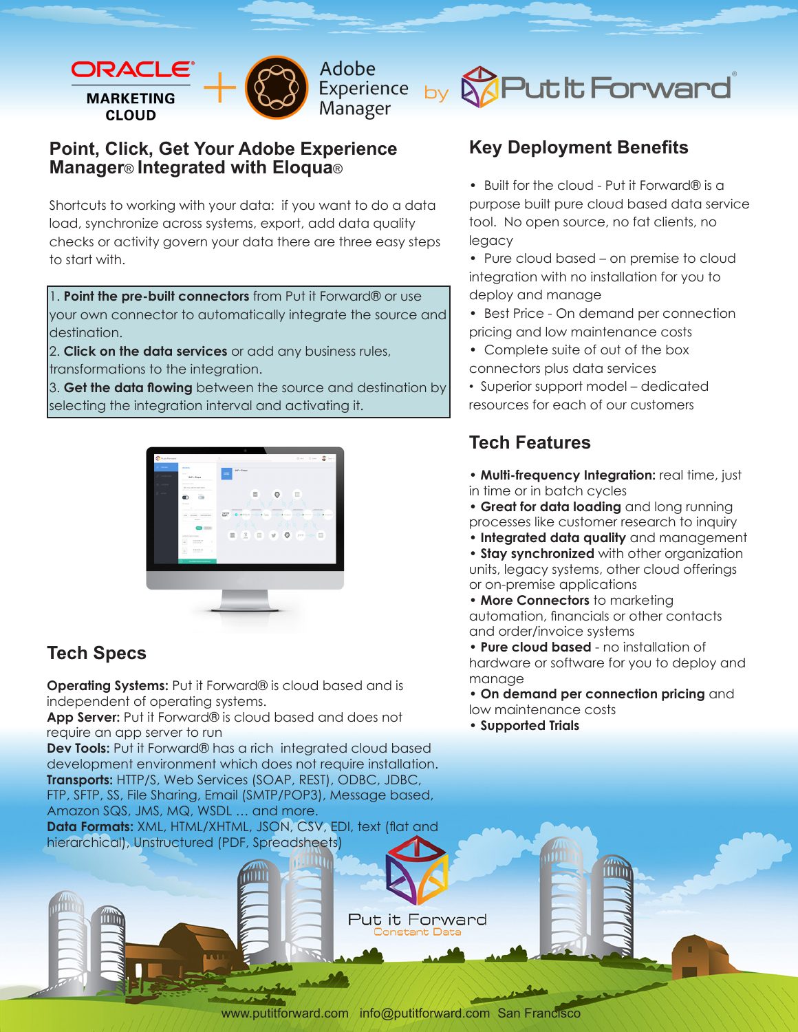ORACLE MARKETING CLOUD + Adobe Experience Manager by Put It Forward®

## Point, Click, Get Your Adobe Experience Manager® Integrated with Eloqua®

Shortcuts to working with your data: if you want to do a data load, synchronize across systems, export, add data quality checks or activity govern your data there are three easy steps to start with.

1. **Point the pre-built connectors** from Put it Forward® or use your own connector to automatically integrate the source and destination.
2. **Click on the data services** or add any business rules, transformations to the integration.
3. **Get the data flowing** between the source and destination by selecting the integration interval and activating it.

## Tech Specs

**Operating Systems:** Put it Forward® is cloud based and is independent of operating systems.
**App Server:** Put it Forward® is cloud based and does not require an app server to run
**Dev Tools:** Put it Forward® has a rich integrated cloud based development environment which does not require installation.
**Transports:** HTTP/S, Web Services (SOAP, REST), ODBC, JDBC, FTP, SFTP, SS, File Sharing, Email (SMTP/POP3), Message based, Amazon SQS, JMS, MQ, WSDL … and more.
**Data Formats:** XML, HTML/XHTML, JSON, CSV, EDI, text (flat and hierarchical), Unstructured (PDF, Spreadsheets)

## Key Deployment Benefits

- Built for the cloud - Put it Forward® is a purpose built pure cloud based data service tool. No open source, no fat clients, no legacy
- Pure cloud based – on premise to cloud integration with no installation for you to deploy and manage
- Best Price - On demand per connection pricing and low maintenance costs
- Complete suite of out of the box connectors plus data services
- Superior support model – dedicated resources for each of our customers

## Tech Features

- **Multi-frequency Integration:** real time, just in time or in batch cycles
- **Great for data loading** and long running processes like customer research to inquiry
- **Integrated data quality** and management
- **Stay synchronized** with other organization units, legacy systems, other cloud offerings or on-premise applications
- **More Connectors** to marketing automation, financials or other contacts and order/invoice systems
- **Pure cloud based** - no installation of hardware or software for you to deploy and manage
- **On demand per connection pricing** and low maintenance costs
- **Supported Trials**

Put it Forward
Constant Data

www.putitforward.com info@putitforward.com San Francisco